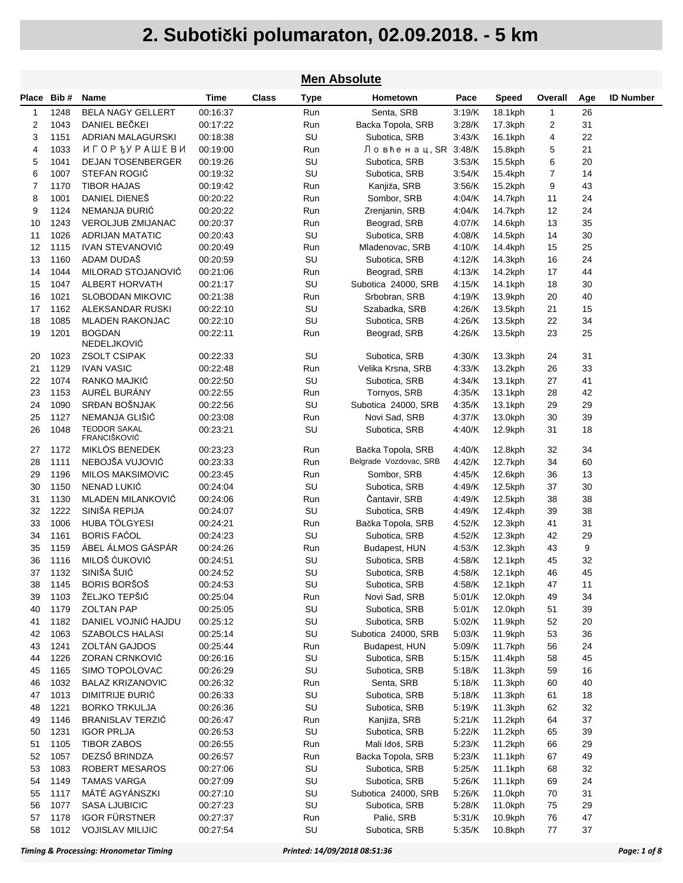# 2. Subotički polumaraton, 02.09.2018. - 5 km

## Men Absolute

| Place | Bib # | Name | Time | Class | Type | Hometown | Pace | Speed | Overall | Age | ID Number |
|---|---|---|---|---|---|---|---|---|---|---|---|
| 1 | 1248 | BELA NAGY GELLERT | 00:16:37 | | Run | Senta, SRB | 3:19/K | 18.1kph | 1 | 26 | |
| 2 | 1043 | DANIEL BEČKEI | 00:17:22 | | Run | Backa Topola, SRB | 3:28/K | 17.3kph | 2 | 31 | |
| 3 | 1151 | ADRIAN MALAGURSKI | 00:18:38 | | SU | Subotica, SRB | 3:43/K | 16.1kph | 4 | 22 | |
| 4 | 1033 | И Г О Р ђ У Р А Ш Е В И | 00:19:00 | | Run | Л о вћ е н а ц , SR | 3:48/K | 15.8kph | 5 | 21 | |
| 5 | 1041 | DEJAN TOSENBERGER | 00:19:26 | | SU | Subotica, SRB | 3:53/K | 15.5kph | 6 | 20 | |
| 6 | 1007 | STEFAN ROGIĆ | 00:19:32 | | SU | Subotica, SRB | 3:54/K | 15.4kph | 7 | 14 | |
| 7 | 1170 | TIBOR HAJAS | 00:19:42 | | Run | Kanjiža, SRB | 3:56/K | 15.2kph | 9 | 43 | |
| 8 | 1001 | DANIEL DIENEŠ | 00:20:22 | | Run | Sombor, SRB | 4:04/K | 14.7kph | 11 | 24 | |
| 9 | 1124 | NEMANJA ĐURIĆ | 00:20:22 | | Run | Zrenjanin, SRB | 4:04/K | 14.7kph | 12 | 24 | |
| 10 | 1243 | VEROLJUB ZMIJANAC | 00:20:37 | | Run | Beograd, SRB | 4:07/K | 14.6kph | 13 | 35 | |
| 11 | 1026 | ADRIJAN MATATIC | 00:20:43 | | SU | Subotica, SRB | 4:08/K | 14.5kph | 14 | 30 | |
| 12 | 1115 | IVAN STEVANOVIĆ | 00:20:49 | | Run | Mladenovac, SRB | 4:10/K | 14.4kph | 15 | 25 | |
| 13 | 1160 | ADAM DUDAŠ | 00:20:59 | | SU | Subotica, SRB | 4:12/K | 14.3kph | 16 | 24 | |
| 14 | 1044 | MILORAD STOJANOVIĆ | 00:21:06 | | Run | Beograd, SRB | 4:13/K | 14.2kph | 17 | 44 | |
| 15 | 1047 | ALBERT HORVATH | 00:21:17 | | SU | Subotica 24000, SRB | 4:15/K | 14.1kph | 18 | 30 | |
| 16 | 1021 | SLOBODAN MIKOVIC | 00:21:38 | | Run | Srbobran, SRB | 4:19/K | 13.9kph | 20 | 40 | |
| 17 | 1162 | ALEKSANDAR RUSKI | 00:22:10 | | SU | Szabadka, SRB | 4:26/K | 13.5kph | 21 | 15 | |
| 18 | 1085 | MLADEN RAKONJAC | 00:22:10 | | SU | Subotica, SRB | 4:26/K | 13.5kph | 22 | 34 | |
| 19 | 1201 | BOGDAN NEDELJKOVIĆ | 00:22:11 | | Run | Beograd, SRB | 4:26/K | 13.5kph | 23 | 25 | |
| 20 | 1023 | ZSOLT CSIPAK | 00:22:33 | | SU | Subotica, SRB | 4:30/K | 13.3kph | 24 | 31 | |
| 21 | 1129 | IVAN VASIC | 00:22:48 | | Run | Velika Krsna, SRB | 4:33/K | 13.2kph | 26 | 33 | |
| 22 | 1074 | RANKO MAJKIĆ | 00:22:50 | | SU | Subotica, SRB | 4:34/K | 13.1kph | 27 | 41 | |
| 23 | 1153 | AURÉL BURÁNY | 00:22:55 | | Run | Tornyos, SRB | 4:35/K | 13.1kph | 28 | 42 | |
| 24 | 1090 | SRĐAN BOŠNJAK | 00:22:56 | | SU | Subotica 24000, SRB | 4:35/K | 13.1kph | 29 | 29 | |
| 25 | 1127 | NEMANJA GLIŠIĆ | 00:23:08 | | Run | Novi Sad, SRB | 4:37/K | 13.0kph | 30 | 39 | |
| 26 | 1048 | TEODOR SAKAL FRANCIŠKOVIĆ | 00:23:21 | | SU | Subotica, SRB | 4:40/K | 12.9kph | 31 | 18 | |
| 27 | 1172 | MIKLÓS BENEDEK | 00:23:23 | | Run | Bačka Topola, SRB | 4:40/K | 12.8kph | 32 | 34 | |
| 28 | 1111 | NEBOJŠA VUJOVIĆ | 00:23:33 | | Run | Belgrade Vozdovac, SRB | 4:42/K | 12.7kph | 34 | 60 | |
| 29 | 1196 | MILOS MAKSIMOVIC | 00:23:45 | | Run | Sombor, SRB | 4:45/K | 12.6kph | 36 | 13 | |
| 30 | 1150 | NENAD LUKIĆ | 00:24:04 | | SU | Subotica, SRB | 4:49/K | 12.5kph | 37 | 30 | |
| 31 | 1130 | MLADEN MILANKOVIĆ | 00:24:06 | | Run | Čantavir, SRB | 4:49/K | 12.5kph | 38 | 38 | |
| 32 | 1222 | SINIŠA REPIJA | 00:24:07 | | SU | Subotica, SRB | 4:49/K | 12.4kph | 39 | 38 | |
| 33 | 1006 | HUBA TÖLGYESI | 00:24:21 | | Run | Bačka Topola, SRB | 4:52/K | 12.3kph | 41 | 31 | |
| 34 | 1161 | BORIS FAĆOL | 00:24:23 | | SU | Subotica, SRB | 4:52/K | 12.3kph | 42 | 29 | |
| 35 | 1159 | ÁBEL ÁLMOS GÁSPÁR | 00:24:26 | | Run | Budapest, HUN | 4:53/K | 12.3kph | 43 | 9 | |
| 36 | 1116 | MILOŠ ĆUKOVIĆ | 00:24:51 | | SU | Subotica, SRB | 4:58/K | 12.1kph | 45 | 32 | |
| 37 | 1132 | SINIŠA ŠUIĆ | 00:24:52 | | SU | Subotica, SRB | 4:58/K | 12.1kph | 46 | 45 | |
| 38 | 1145 | BORIS BORŠOŠ | 00:24:53 | | SU | Subotica, SRB | 4:58/K | 12.1kph | 47 | 11 | |
| 39 | 1103 | ŽELJKO TEPŠIĆ | 00:25:04 | | Run | Novi Sad, SRB | 5:01/K | 12.0kph | 49 | 34 | |
| 40 | 1179 | ZOLTAN PAP | 00:25:05 | | SU | Subotica, SRB | 5:01/K | 12.0kph | 51 | 39 | |
| 41 | 1182 | DANIEL VOJNIĆ HAJDU | 00:25:12 | | SU | Subotica, SRB | 5:02/K | 11.9kph | 52 | 20 | |
| 42 | 1063 | SZABOLCS HALASI | 00:25:14 | | SU | Subotica 24000, SRB | 5:03/K | 11.9kph | 53 | 36 | |
| 43 | 1241 | ZOLTÁN GAJDOS | 00:25:44 | | Run | Budapest, HUN | 5:09/K | 11.7kph | 56 | 24 | |
| 44 | 1226 | ZORAN CRNKOVIĆ | 00:26:16 | | SU | Subotica, SRB | 5:15/K | 11.4kph | 58 | 45 | |
| 45 | 1165 | SIMO TOPOLOVAC | 00:26:29 | | SU | Subotica, SRB | 5:18/K | 11.3kph | 59 | 16 | |
| 46 | 1032 | BALAZ KRIZANOVIC | 00:26:32 | | Run | Senta, SRB | 5:18/K | 11.3kph | 60 | 40 | |
| 47 | 1013 | DIMITRIJE ĐURIĆ | 00:26:33 | | SU | Subotica, SRB | 5:18/K | 11.3kph | 61 | 18 | |
| 48 | 1221 | BORKO TRKULJA | 00:26:36 | | SU | Subotica, SRB | 5:19/K | 11.3kph | 62 | 32 | |
| 49 | 1146 | BRANISLAV TERZIĆ | 00:26:47 | | Run | Kanjiža, SRB | 5:21/K | 11.2kph | 64 | 37 | |
| 50 | 1231 | IGOR PRLJA | 00:26:53 | | SU | Subotica, SRB | 5:22/K | 11.2kph | 65 | 39 | |
| 51 | 1105 | TIBOR ZABOS | 00:26:55 | | Run | Mali Iđoš, SRB | 5:23/K | 11.2kph | 66 | 29 | |
| 52 | 1057 | DEZSŐ BRINDZA | 00:26:57 | | Run | Backa Topola, SRB | 5:23/K | 11.1kph | 67 | 49 | |
| 53 | 1083 | ROBERT MESAROS | 00:27:06 | | SU | Subotica, SRB | 5:25/K | 11.1kph | 68 | 32 | |
| 54 | 1149 | TAMAS VARGA | 00:27:09 | | SU | Subotica, SRB | 5:26/K | 11.1kph | 69 | 24 | |
| 55 | 1117 | MÁTÉ AGYÁNSZKI | 00:27:10 | | SU | Subotica 24000, SRB | 5:26/K | 11.0kph | 70 | 31 | |
| 56 | 1077 | SASA LJUBICIC | 00:27:23 | | SU | Subotica, SRB | 5:28/K | 11.0kph | 75 | 29 | |
| 57 | 1178 | IGOR FÜRSTNER | 00:27:37 | | Run | Palić, SRB | 5:31/K | 10.9kph | 76 | 47 | |
| 58 | 1012 | VOJISLAV MILIJIC | 00:27:54 | | SU | Subotica, SRB | 5:35/K | 10.8kph | 77 | 37 | |

*Timing & Processing: Hronometar Timing* *Printed: 14/09/2018 08:51:36*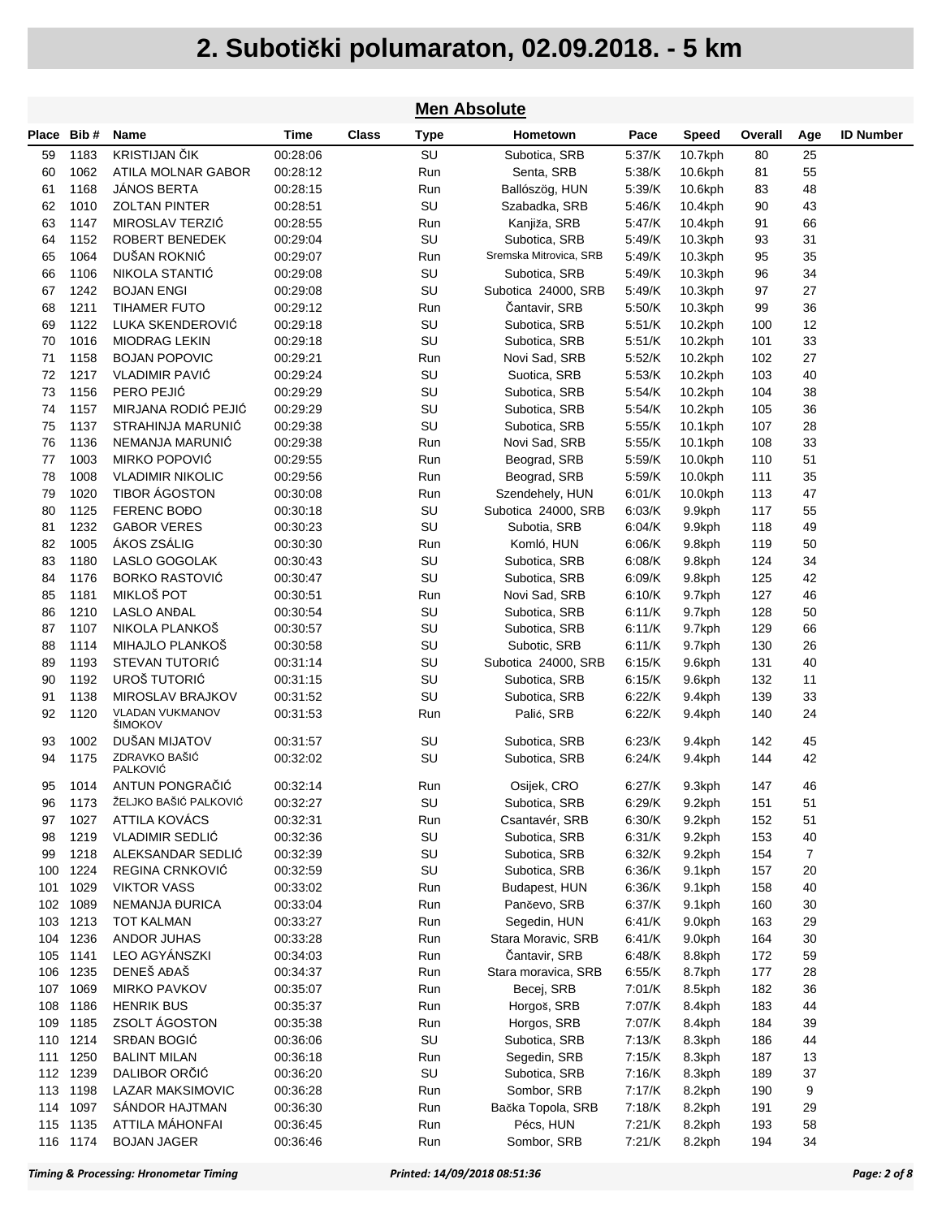# 2. Subotički polumaraton, 02.09.2018. - 5 km

## Men Absolute

| Place | Bib # | Name | Time | Class | Type | Hometown | Pace | Speed | Overall | Age | ID Number |
|---|---|---|---|---|---|---|---|---|---|---|---|
| 59 | 1183 | KRISTIJAN ČIK | 00:28:06 | | SU | Subotica, SRB | 5:37/K | 10.7kph | 80 | 25 | |
| 60 | 1062 | ATILA MOLNAR GABOR | 00:28:12 | | Run | Senta, SRB | 5:38/K | 10.6kph | 81 | 55 | |
| 61 | 1168 | JÁNOS BERTA | 00:28:15 | | Run | Ballószög, HUN | 5:39/K | 10.6kph | 83 | 48 | |
| 62 | 1010 | ZOLTAN PINTER | 00:28:51 | | SU | Szabadka, SRB | 5:46/K | 10.4kph | 90 | 43 | |
| 63 | 1147 | MIROSLAV TERZIĆ | 00:28:55 | | Run | Kanjiža, SRB | 5:47/K | 10.4kph | 91 | 66 | |
| 64 | 1152 | ROBERT BENEDEK | 00:29:04 | | SU | Subotica, SRB | 5:49/K | 10.3kph | 93 | 31 | |
| 65 | 1064 | DUŠAN ROKNIĆ | 00:29:07 | | Run | Sremska Mitrovica, SRB | 5:49/K | 10.3kph | 95 | 35 | |
| 66 | 1106 | NIKOLA STANTIĆ | 00:29:08 | | SU | Subotica, SRB | 5:49/K | 10.3kph | 96 | 34 | |
| 67 | 1242 | BOJAN ENGI | 00:29:08 | | SU | Subotica 24000, SRB | 5:49/K | 10.3kph | 97 | 27 | |
| 68 | 1211 | TIHAMER FUTO | 00:29:12 | | Run | Čantavir, SRB | 5:50/K | 10.3kph | 99 | 36 | |
| 69 | 1122 | LUKA SKENDEROVIĆ | 00:29:18 | | SU | Subotica, SRB | 5:51/K | 10.2kph | 100 | 12 | |
| 70 | 1016 | MIODRAG LEKIN | 00:29:18 | | SU | Subotica, SRB | 5:51/K | 10.2kph | 101 | 33 | |
| 71 | 1158 | BOJAN POPOVIC | 00:29:21 | | Run | Novi Sad, SRB | 5:52/K | 10.2kph | 102 | 27 | |
| 72 | 1217 | VLADIMIR PAVIĆ | 00:29:24 | | SU | Suotica, SRB | 5:53/K | 10.2kph | 103 | 40 | |
| 73 | 1156 | PERO PEJIĆ | 00:29:29 | | SU | Subotica, SRB | 5:54/K | 10.2kph | 104 | 38 | |
| 74 | 1157 | MIRJANA RODIĆ PEJIĆ | 00:29:29 | | SU | Subotica, SRB | 5:54/K | 10.2kph | 105 | 36 | |
| 75 | 1137 | STRAHINJA MARUNIĆ | 00:29:38 | | SU | Subotica, SRB | 5:55/K | 10.1kph | 107 | 28 | |
| 76 | 1136 | NEMANJA MARUNIĆ | 00:29:38 | | Run | Novi Sad, SRB | 5:55/K | 10.1kph | 108 | 33 | |
| 77 | 1003 | MIRKO POPOVIĆ | 00:29:55 | | Run | Beograd, SRB | 5:59/K | 10.0kph | 110 | 51 | |
| 78 | 1008 | VLADIMIR NIKOLIC | 00:29:56 | | Run | Beograd, SRB | 5:59/K | 10.0kph | 111 | 35 | |
| 79 | 1020 | TIBOR ÁGOSTON | 00:30:08 | | Run | Szendehely, HUN | 6:01/K | 10.0kph | 113 | 47 | |
| 80 | 1125 | FERENC BOĐO | 00:30:18 | | SU | Subotica 24000, SRB | 6:03/K | 9.9kph | 117 | 55 | |
| 81 | 1232 | GABOR VERES | 00:30:23 | | SU | Subotia, SRB | 6:04/K | 9.9kph | 118 | 49 | |
| 82 | 1005 | ÁKOS ZSÁLIG | 00:30:30 | | Run | Komló, HUN | 6:06/K | 9.8kph | 119 | 50 | |
| 83 | 1180 | LASLO GOGOLAK | 00:30:43 | | SU | Subotica, SRB | 6:08/K | 9.8kph | 124 | 34 | |
| 84 | 1176 | BORKO RASTOVIĆ | 00:30:47 | | SU | Subotica, SRB | 6:09/K | 9.8kph | 125 | 42 | |
| 85 | 1181 | MIKLOŠ POT | 00:30:51 | | Run | Novi Sad, SRB | 6:10/K | 9.7kph | 127 | 46 | |
| 86 | 1210 | LASLO ANĐAL | 00:30:54 | | SU | Subotica, SRB | 6:11/K | 9.7kph | 128 | 50 | |
| 87 | 1107 | NIKOLA PLANKOŠ | 00:30:57 | | SU | Subotica, SRB | 6:11/K | 9.7kph | 129 | 66 | |
| 88 | 1114 | MIHAJLO PLANKOŠ | 00:30:58 | | SU | Subotic, SRB | 6:11/K | 9.7kph | 130 | 26 | |
| 89 | 1193 | STEVAN TUTORIĆ | 00:31:14 | | SU | Subotica 24000, SRB | 6:15/K | 9.6kph | 131 | 40 | |
| 90 | 1192 | UROŠ TUTORIĆ | 00:31:15 | | SU | Subotica, SRB | 6:15/K | 9.6kph | 132 | 11 | |
| 91 | 1138 | MIROSLAV BRAJKOV | 00:31:52 | | SU | Subotica, SRB | 6:22/K | 9.4kph | 139 | 33 | |
| 92 | 1120 | VLADAN VUKMANOV ŠIMOKOV | 00:31:53 | | Run | Palić, SRB | 6:22/K | 9.4kph | 140 | 24 | |
| 93 | 1002 | DUŠAN MIJATOV | 00:31:57 | | SU | Subotica, SRB | 6:23/K | 9.4kph | 142 | 45 | |
| 94 | 1175 | ZDRAVKO BAŠIĆ PALKOVIĆ | 00:32:02 | | SU | Subotica, SRB | 6:24/K | 9.4kph | 144 | 42 | |
| 95 | 1014 | ANTUN PONGRAČIĆ | 00:32:14 | | Run | Osijek, CRO | 6:27/K | 9.3kph | 147 | 46 | |
| 96 | 1173 | ŽELJKO BAŠIĆ PALKOVIĆ | 00:32:27 | | SU | Subotica, SRB | 6:29/K | 9.2kph | 151 | 51 | |
| 97 | 1027 | ATTILA KOVÁCS | 00:32:31 | | Run | Csantavér, SRB | 6:30/K | 9.2kph | 152 | 51 | |
| 98 | 1219 | VLADIMIR SEDLIĆ | 00:32:36 | | SU | Subotica, SRB | 6:31/K | 9.2kph | 153 | 40 | |
| 99 | 1218 | ALEKSANDAR SEDLIĆ | 00:32:39 | | SU | Subotica, SRB | 6:32/K | 9.2kph | 154 | 7 | |
| 100 | 1224 | REGINA CRNKOVIĆ | 00:32:59 | | SU | Subotica, SRB | 6:36/K | 9.1kph | 157 | 20 | |
| 101 | 1029 | VIKTOR VASS | 00:33:02 | | Run | Budapest, HUN | 6:36/K | 9.1kph | 158 | 40 | |
| 102 | 1089 | NEMANJA ĐURICA | 00:33:04 | | Run | Pančevo, SRB | 6:37/K | 9.1kph | 160 | 30 | |
| 103 | 1213 | TOT KALMAN | 00:33:27 | | Run | Segedin, HUN | 6:41/K | 9.0kph | 163 | 29 | |
| 104 | 1236 | ANDOR JUHAS | 00:33:28 | | Run | Stara Moravic, SRB | 6:41/K | 9.0kph | 164 | 30 | |
| 105 | 1141 | LEO AGYÁNSZKI | 00:34:03 | | Run | Čantavir, SRB | 6:48/K | 8.8kph | 172 | 59 | |
| 106 | 1235 | DENEŠ AĐAŠ | 00:34:37 | | Run | Stara moravica, SRB | 6:55/K | 8.7kph | 177 | 28 | |
| 107 | 1069 | MIRKO PAVKOV | 00:35:07 | | Run | Becej, SRB | 7:01/K | 8.5kph | 182 | 36 | |
| 108 | 1186 | HENRIK BUS | 00:35:37 | | Run | Horgoš, SRB | 7:07/K | 8.4kph | 183 | 44 | |
| 109 | 1185 | ZSOLT ÁGOSTON | 00:35:38 | | Run | Horgos, SRB | 7:07/K | 8.4kph | 184 | 39 | |
| 110 | 1214 | SRĐAN BOGIĆ | 00:36:06 | | SU | Subotica, SRB | 7:13/K | 8.3kph | 186 | 44 | |
| 111 | 1250 | BALINT MILAN | 00:36:18 | | Run | Segedin, SRB | 7:15/K | 8.3kph | 187 | 13 | |
| 112 | 1239 | DALIBOR ORČIĆ | 00:36:20 | | SU | Subotica, SRB | 7:16/K | 8.3kph | 189 | 37 | |
| 113 | 1198 | LAZAR MAKSIMOVIC | 00:36:28 | | Run | Sombor, SRB | 7:17/K | 8.2kph | 190 | 9 | |
| 114 | 1097 | SÁNDOR HAJTMAN | 00:36:30 | | Run | Bačka Topola, SRB | 7:18/K | 8.2kph | 191 | 29 | |
| 115 | 1135 | ATTILA MÁHONFAI | 00:36:45 | | Run | Pécs, HUN | 7:21/K | 8.2kph | 193 | 58 | |
| 116 | 1174 | BOJAN JAGER | 00:36:46 | | Run | Sombor, SRB | 7:21/K | 8.2kph | 194 | 34 | |

*Timing & Processing: Hronometar Timing* *Printed: 14/09/2018 08:51:36*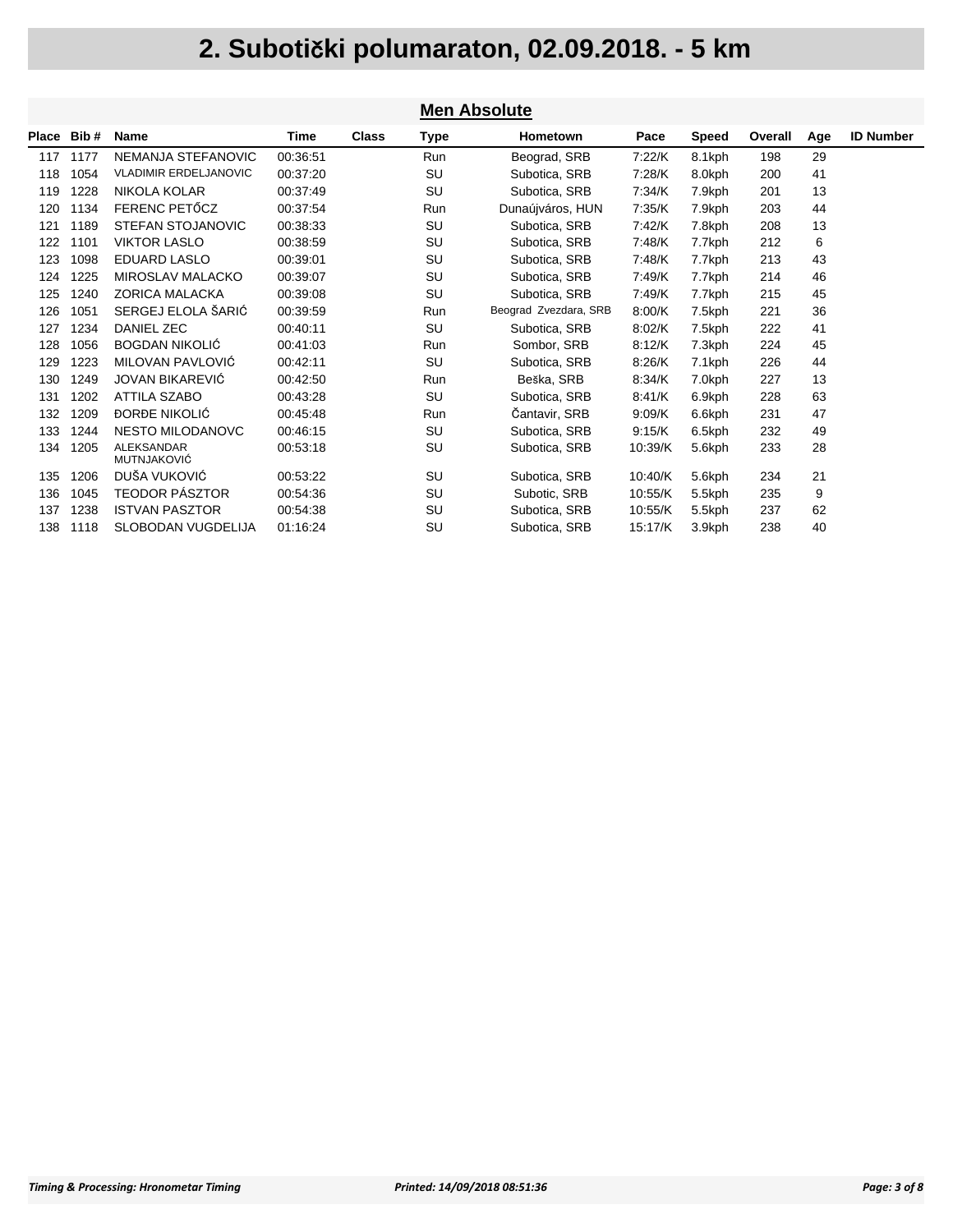# 2. Subotički polumaraton, 02.09.2018. - 5 km

## Men Absolute

| Place | Bib # | Name | Time | Class | Type | Hometown | Pace | Speed | Overall | Age | ID Number |
|---|---|---|---|---|---|---|---|---|---|---|---|
| 117 | 1177 | NEMANJA STEFANOVIC | 00:36:51 | | Run | Beograd, SRB | 7:22/K | 8.1kph | 198 | 29 | |
| 118 | 1054 | VLADIMIR ERDELJANOVIC | 00:37:20 | | SU | Subotica, SRB | 7:28/K | 8.0kph | 200 | 41 | |
| 119 | 1228 | NIKOLA KOLAR | 00:37:49 | | SU | Subotica, SRB | 7:34/K | 7.9kph | 201 | 13 | |
| 120 | 1134 | FERENC PETŐCZ | 00:37:54 | | Run | Dunaújváros, HUN | 7:35/K | 7.9kph | 203 | 44 | |
| 121 | 1189 | STEFAN STOJANOVIC | 00:38:33 | | SU | Subotica, SRB | 7:42/K | 7.8kph | 208 | 13 | |
| 122 | 1101 | VIKTOR LASLO | 00:38:59 | | SU | Subotica, SRB | 7:48/K | 7.7kph | 212 | 6 | |
| 123 | 1098 | EDUARD LASLO | 00:39:01 | | SU | Subotica, SRB | 7:48/K | 7.7kph | 213 | 43 | |
| 124 | 1225 | MIROSLAV MALACKO | 00:39:07 | | SU | Subotica, SRB | 7:49/K | 7.7kph | 214 | 46 | |
| 125 | 1240 | ZORICA MALACKA | 00:39:08 | | SU | Subotica, SRB | 7:49/K | 7.7kph | 215 | 45 | |
| 126 | 1051 | SERGEJ ELOLA ŠARIĆ | 00:39:59 | | Run | Beograd Zvezdara, SRB | 8:00/K | 7.5kph | 221 | 36 | |
| 127 | 1234 | DANIEL ZEC | 00:40:11 | | SU | Subotica, SRB | 8:02/K | 7.5kph | 222 | 41 | |
| 128 | 1056 | BOGDAN NIKOLIĆ | 00:41:03 | | Run | Sombor, SRB | 8:12/K | 7.3kph | 224 | 45 | |
| 129 | 1223 | MILOVAN PAVLOVIĆ | 00:42:11 | | SU | Subotica, SRB | 8:26/K | 7.1kph | 226 | 44 | |
| 130 | 1249 | JOVAN BIKAREVIĆ | 00:42:50 | | Run | Beška, SRB | 8:34/K | 7.0kph | 227 | 13 | |
| 131 | 1202 | ATTILA SZABO | 00:43:28 | | SU | Subotica, SRB | 8:41/K | 6.9kph | 228 | 63 | |
| 132 | 1209 | ĐORĐE NIKOLIĆ | 00:45:48 | | Run | Čantavir, SRB | 9:09/K | 6.6kph | 231 | 47 | |
| 133 | 1244 | NESTO MILODANOVC | 00:46:15 | | SU | Subotica, SRB | 9:15/K | 6.5kph | 232 | 49 | |
| 134 | 1205 | ALEKSANDAR MUTNJAKOVIĆ | 00:53:18 | | SU | Subotica, SRB | 10:39/K | 5.6kph | 233 | 28 | |
| 135 | 1206 | DUŠA VUKOVIĆ | 00:53:22 | | SU | Subotica, SRB | 10:40/K | 5.6kph | 234 | 21 | |
| 136 | 1045 | TEODOR PÁSZTOR | 00:54:36 | | SU | Subotic, SRB | 10:55/K | 5.5kph | 235 | 9 | |
| 137 | 1238 | ISTVAN PASZTOR | 00:54:38 | | SU | Subotica, SRB | 10:55/K | 5.5kph | 237 | 62 | |
| 138 | 1118 | SLOBODAN VUGDELIJA | 01:16:24 | | SU | Subotica, SRB | 15:17/K | 3.9kph | 238 | 40 | |

*Timing & Processing: Hronometar Timing* *Printed: 14/09/2018 08:51:36*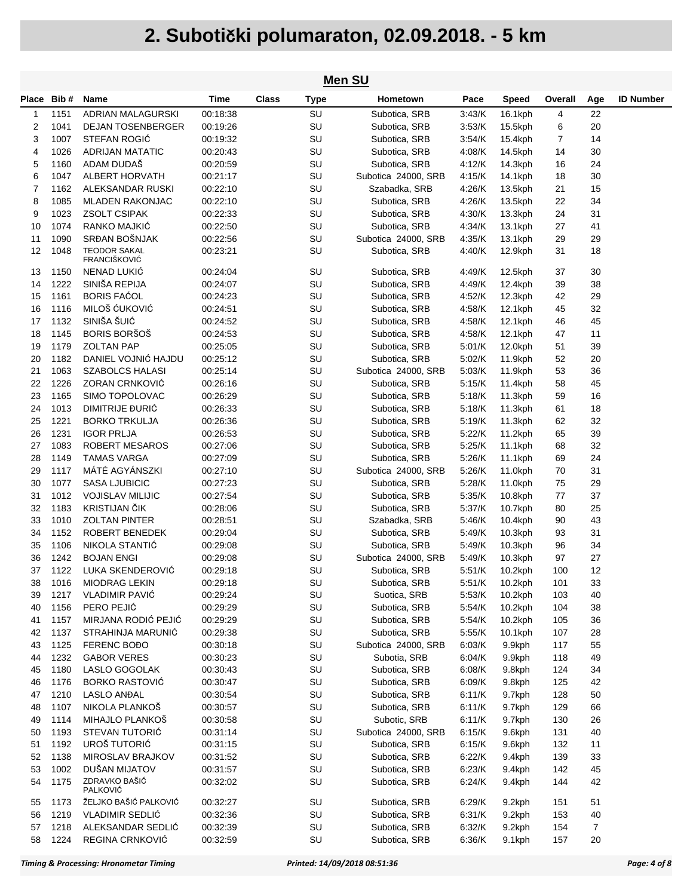# 2. Subotički polumaraton, 02.09.2018. - 5 km

## Men SU

| Place | Bib # | Name | Time | Class | Type | Hometown | Pace | Speed | Overall | Age | ID Number |
|---|---|---|---|---|---|---|---|---|---|---|---|
| 1 | 1151 | ADRIAN MALAGURSKI | 00:18:38 | | SU | Subotica, SRB | 3:43/K | 16.1kph | 4 | 22 | |
| 2 | 1041 | DEJAN TOSENBERGER | 00:19:26 | | SU | Subotica, SRB | 3:53/K | 15.5kph | 6 | 20 | |
| 3 | 1007 | STEFAN ROGIĆ | 00:19:32 | | SU | Subotica, SRB | 3:54/K | 15.4kph | 7 | 14 | |
| 4 | 1026 | ADRIJAN MATATIC | 00:20:43 | | SU | Subotica, SRB | 4:08/K | 14.5kph | 14 | 30 | |
| 5 | 1160 | ADAM DUDAŠ | 00:20:59 | | SU | Subotica, SRB | 4:12/K | 14.3kph | 16 | 24 | |
| 6 | 1047 | ALBERT HORVATH | 00:21:17 | | SU | Subotica 24000, SRB | 4:15/K | 14.1kph | 18 | 30 | |
| 7 | 1162 | ALEKSANDAR RUSKI | 00:22:10 | | SU | Szabadka, SRB | 4:26/K | 13.5kph | 21 | 15 | |
| 8 | 1085 | MLADEN RAKONJAC | 00:22:10 | | SU | Subotica, SRB | 4:26/K | 13.5kph | 22 | 34 | |
| 9 | 1023 | ZSOLT CSIPAK | 00:22:33 | | SU | Subotica, SRB | 4:30/K | 13.3kph | 24 | 31 | |
| 10 | 1074 | RANKO MAJKIĆ | 00:22:50 | | SU | Subotica, SRB | 4:34/K | 13.1kph | 27 | 41 | |
| 11 | 1090 | SRĐAN BOŠNJAK | 00:22:56 | | SU | Subotica 24000, SRB | 4:35/K | 13.1kph | 29 | 29 | |
| 12 | 1048 | TEODOR SAKAL FRANCIŠKOVIĆ | 00:23:21 | | SU | Subotica, SRB | 4:40/K | 12.9kph | 31 | 18 | |
| 13 | 1150 | NENAD LUKIĆ | 00:24:04 | | SU | Subotica, SRB | 4:49/K | 12.5kph | 37 | 30 | |
| 14 | 1222 | SINIŠA REPIJA | 00:24:07 | | SU | Subotica, SRB | 4:49/K | 12.4kph | 39 | 38 | |
| 15 | 1161 | BORIS FAĆOL | 00:24:23 | | SU | Subotica, SRB | 4:52/K | 12.3kph | 42 | 29 | |
| 16 | 1116 | MILOŠ ĆUKOVIĆ | 00:24:51 | | SU | Subotica, SRB | 4:58/K | 12.1kph | 45 | 32 | |
| 17 | 1132 | SINIŠA ŠUIĆ | 00:24:52 | | SU | Subotica, SRB | 4:58/K | 12.1kph | 46 | 45 | |
| 18 | 1145 | BORIS BORŠOŠ | 00:24:53 | | SU | Subotica, SRB | 4:58/K | 12.1kph | 47 | 11 | |
| 19 | 1179 | ZOLTAN PAP | 00:25:05 | | SU | Subotica, SRB | 5:01/K | 12.0kph | 51 | 39 | |
| 20 | 1182 | DANIEL VOJNIĆ HAJDU | 00:25:12 | | SU | Subotica, SRB | 5:02/K | 11.9kph | 52 | 20 | |
| 21 | 1063 | SZABOLCS HALASI | 00:25:14 | | SU | Subotica 24000, SRB | 5:03/K | 11.9kph | 53 | 36 | |
| 22 | 1226 | ZORAN CRNKOVIĆ | 00:26:16 | | SU | Subotica, SRB | 5:15/K | 11.4kph | 58 | 45 | |
| 23 | 1165 | SIMO TOPOLOVAC | 00:26:29 | | SU | Subotica, SRB | 5:18/K | 11.3kph | 59 | 16 | |
| 24 | 1013 | DIMITRIJE ĐURIĆ | 00:26:33 | | SU | Subotica, SRB | 5:18/K | 11.3kph | 61 | 18 | |
| 25 | 1221 | BORKO TRKULJA | 00:26:36 | | SU | Subotica, SRB | 5:19/K | 11.3kph | 62 | 32 | |
| 26 | 1231 | IGOR PRLJA | 00:26:53 | | SU | Subotica, SRB | 5:22/K | 11.2kph | 65 | 39 | |
| 27 | 1083 | ROBERT MESAROS | 00:27:06 | | SU | Subotica, SRB | 5:25/K | 11.1kph | 68 | 32 | |
| 28 | 1149 | TAMAS VARGA | 00:27:09 | | SU | Subotica, SRB | 5:26/K | 11.1kph | 69 | 24 | |
| 29 | 1117 | MÁTÉ AGYÁNSZKI | 00:27:10 | | SU | Subotica 24000, SRB | 5:26/K | 11.0kph | 70 | 31 | |
| 30 | 1077 | SASA LJUBICIC | 00:27:23 | | SU | Subotica, SRB | 5:28/K | 11.0kph | 75 | 29 | |
| 31 | 1012 | VOJISLAV MILIJIC | 00:27:54 | | SU | Subotica, SRB | 5:35/K | 10.8kph | 77 | 37 | |
| 32 | 1183 | KRISTIJAN ČIK | 00:28:06 | | SU | Subotica, SRB | 5:37/K | 10.7kph | 80 | 25 | |
| 33 | 1010 | ZOLTAN PINTER | 00:28:51 | | SU | Szabadka, SRB | 5:46/K | 10.4kph | 90 | 43 | |
| 34 | 1152 | ROBERT BENEDEK | 00:29:04 | | SU | Subotica, SRB | 5:49/K | 10.3kph | 93 | 31 | |
| 35 | 1106 | NIKOLA STANTIĆ | 00:29:08 | | SU | Subotica, SRB | 5:49/K | 10.3kph | 96 | 34 | |
| 36 | 1242 | BOJAN ENGI | 00:29:08 | | SU | Subotica 24000, SRB | 5:49/K | 10.3kph | 97 | 27 | |
| 37 | 1122 | LUKA SKENDEROVIĆ | 00:29:18 | | SU | Subotica, SRB | 5:51/K | 10.2kph | 100 | 12 | |
| 38 | 1016 | MIODRAG LEKIN | 00:29:18 | | SU | Subotica, SRB | 5:51/K | 10.2kph | 101 | 33 | |
| 39 | 1217 | VLADIMIR PAVIĆ | 00:29:24 | | SU | Suotica, SRB | 5:53/K | 10.2kph | 103 | 40 | |
| 40 | 1156 | PERO PEJIĆ | 00:29:29 | | SU | Subotica, SRB | 5:54/K | 10.2kph | 104 | 38 | |
| 41 | 1157 | MIRJANA RODIĆ PEJIĆ | 00:29:29 | | SU | Subotica, SRB | 5:54/K | 10.2kph | 105 | 36 | |
| 42 | 1137 | STRAHINJA MARUNIĆ | 00:29:38 | | SU | Subotica, SRB | 5:55/K | 10.1kph | 107 | 28 | |
| 43 | 1125 | FERENC BOĐO | 00:30:18 | | SU | Subotica 24000, SRB | 6:03/K | 9.9kph | 117 | 55 | |
| 44 | 1232 | GABOR VERES | 00:30:23 | | SU | Subotia, SRB | 6:04/K | 9.9kph | 118 | 49 | |
| 45 | 1180 | LASLO GOGOLAK | 00:30:43 | | SU | Subotica, SRB | 6:08/K | 9.8kph | 124 | 34 | |
| 46 | 1176 | BORKO RASTOVIĆ | 00:30:47 | | SU | Subotica, SRB | 6:09/K | 9.8kph | 125 | 42 | |
| 47 | 1210 | LASLO ANĐAL | 00:30:54 | | SU | Subotica, SRB | 6:11/K | 9.7kph | 128 | 50 | |
| 48 | 1107 | NIKOLA PLANKOŠ | 00:30:57 | | SU | Subotica, SRB | 6:11/K | 9.7kph | 129 | 66 | |
| 49 | 1114 | MIHAJLO PLANKOŠ | 00:30:58 | | SU | Subotic, SRB | 6:11/K | 9.7kph | 130 | 26 | |
| 50 | 1193 | STEVAN TUTORIĆ | 00:31:14 | | SU | Subotica 24000, SRB | 6:15/K | 9.6kph | 131 | 40 | |
| 51 | 1192 | UROŠ TUTORIĆ | 00:31:15 | | SU | Subotica, SRB | 6:15/K | 9.6kph | 132 | 11 | |
| 52 | 1138 | MIROSLAV BRAJKOV | 00:31:52 | | SU | Subotica, SRB | 6:22/K | 9.4kph | 139 | 33 | |
| 53 | 1002 | DUŠAN MIJATOV | 00:31:57 | | SU | Subotica, SRB | 6:23/K | 9.4kph | 142 | 45 | |
| 54 | 1175 | ZDRAVKO BAŠIĆ PALKOVIĆ | 00:32:02 | | SU | Subotica, SRB | 6:24/K | 9.4kph | 144 | 42 | |
| 55 | 1173 | ŽELJKO BAŠIĆ PALKOVIĆ | 00:32:27 | | SU | Subotica, SRB | 6:29/K | 9.2kph | 151 | 51 | |
| 56 | 1219 | VLADIMIR SEDLIĆ | 00:32:36 | | SU | Subotica, SRB | 6:31/K | 9.2kph | 153 | 40 | |
| 57 | 1218 | ALEKSANDAR SEDLIĆ | 00:32:39 | | SU | Subotica, SRB | 6:32/K | 9.2kph | 154 | 7 | |
| 58 | 1224 | REGINA CRNKOVIĆ | 00:32:59 | | SU | Subotica, SRB | 6:36/K | 9.1kph | 157 | 20 | |

*Timing & Processing: Hronometar Timing* *Printed: 14/09/2018 08:51:36*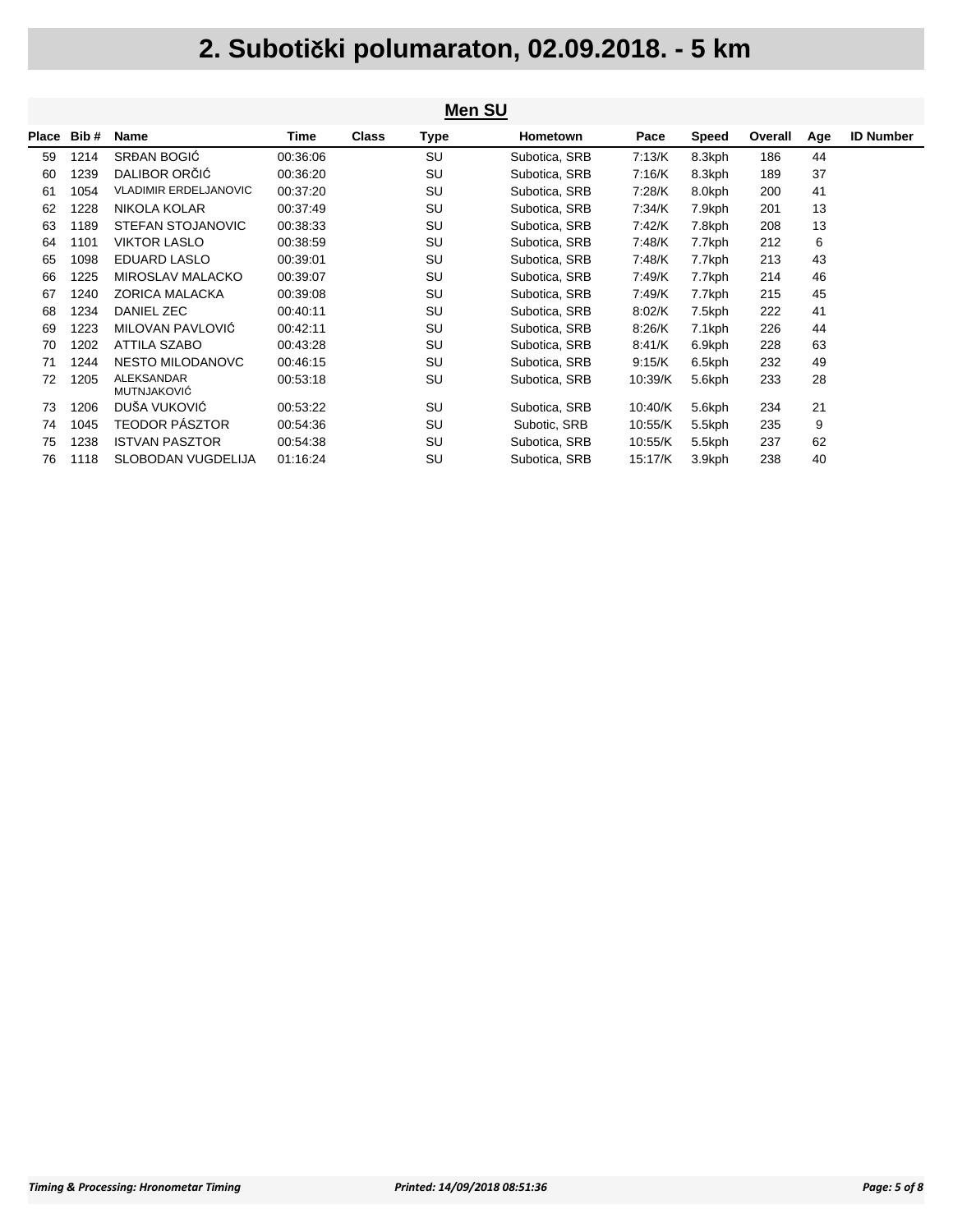# 2. Subotički polumaraton, 02.09.2018. - 5 km

## Men SU

| Place | Bib # | Name | Time | Class | Type | Hometown | Pace | Speed | Overall | Age | ID Number |
|---|---|---|---|---|---|---|---|---|---|---|---|
| 59 | 1214 | SRĐAN BOGIĆ | 00:36:06 | | SU | Subotica, SRB | 7:13/K | 8.3kph | 186 | 44 | |
| 60 | 1239 | DALIBOR ORČIĆ | 00:36:20 | | SU | Subotica, SRB | 7:16/K | 8.3kph | 189 | 37 | |
| 61 | 1054 | VLADIMIR ERDELJANOVIC | 00:37:20 | | SU | Subotica, SRB | 7:28/K | 8.0kph | 200 | 41 | |
| 62 | 1228 | NIKOLA KOLAR | 00:37:49 | | SU | Subotica, SRB | 7:34/K | 7.9kph | 201 | 13 | |
| 63 | 1189 | STEFAN STOJANOVIC | 00:38:33 | | SU | Subotica, SRB | 7:42/K | 7.8kph | 208 | 13 | |
| 64 | 1101 | VIKTOR LASLO | 00:38:59 | | SU | Subotica, SRB | 7:48/K | 7.7kph | 212 | 6 | |
| 65 | 1098 | EDUARD LASLO | 00:39:01 | | SU | Subotica, SRB | 7:48/K | 7.7kph | 213 | 43 | |
| 66 | 1225 | MIROSLAV MALACKO | 00:39:07 | | SU | Subotica, SRB | 7:49/K | 7.7kph | 214 | 46 | |
| 67 | 1240 | ZORICA MALACKA | 00:39:08 | | SU | Subotica, SRB | 7:49/K | 7.7kph | 215 | 45 | |
| 68 | 1234 | DANIEL ZEC | 00:40:11 | | SU | Subotica, SRB | 8:02/K | 7.5kph | 222 | 41 | |
| 69 | 1223 | MILOVAN PAVLOVIĆ | 00:42:11 | | SU | Subotica, SRB | 8:26/K | 7.1kph | 226 | 44 | |
| 70 | 1202 | ATTILA SZABO | 00:43:28 | | SU | Subotica, SRB | 8:41/K | 6.9kph | 228 | 63 | |
| 71 | 1244 | NESTO MILODANOVC | 00:46:15 | | SU | Subotica, SRB | 9:15/K | 6.5kph | 232 | 49 | |
| 72 | 1205 | ALEKSANDAR MUTNJAKOVIĆ | 00:53:18 | | SU | Subotica, SRB | 10:39/K | 5.6kph | 233 | 28 | |
| 73 | 1206 | DUŠA VUKOVIĆ | 00:53:22 | | SU | Subotica, SRB | 10:40/K | 5.6kph | 234 | 21 | |
| 74 | 1045 | TEODOR PÁSZTOR | 00:54:36 | | SU | Subotic, SRB | 10:55/K | 5.5kph | 235 | 9 | |
| 75 | 1238 | ISTVAN PASZTOR | 00:54:38 | | SU | Subotica, SRB | 10:55/K | 5.5kph | 237 | 62 | |
| 76 | 1118 | SLOBODAN VUGDELIJA | 01:16:24 | | SU | Subotica, SRB | 15:17/K | 3.9kph | 238 | 40 | |

*Timing & Processing: Hronometar Timing* *Printed: 14/09/2018 08:51:36*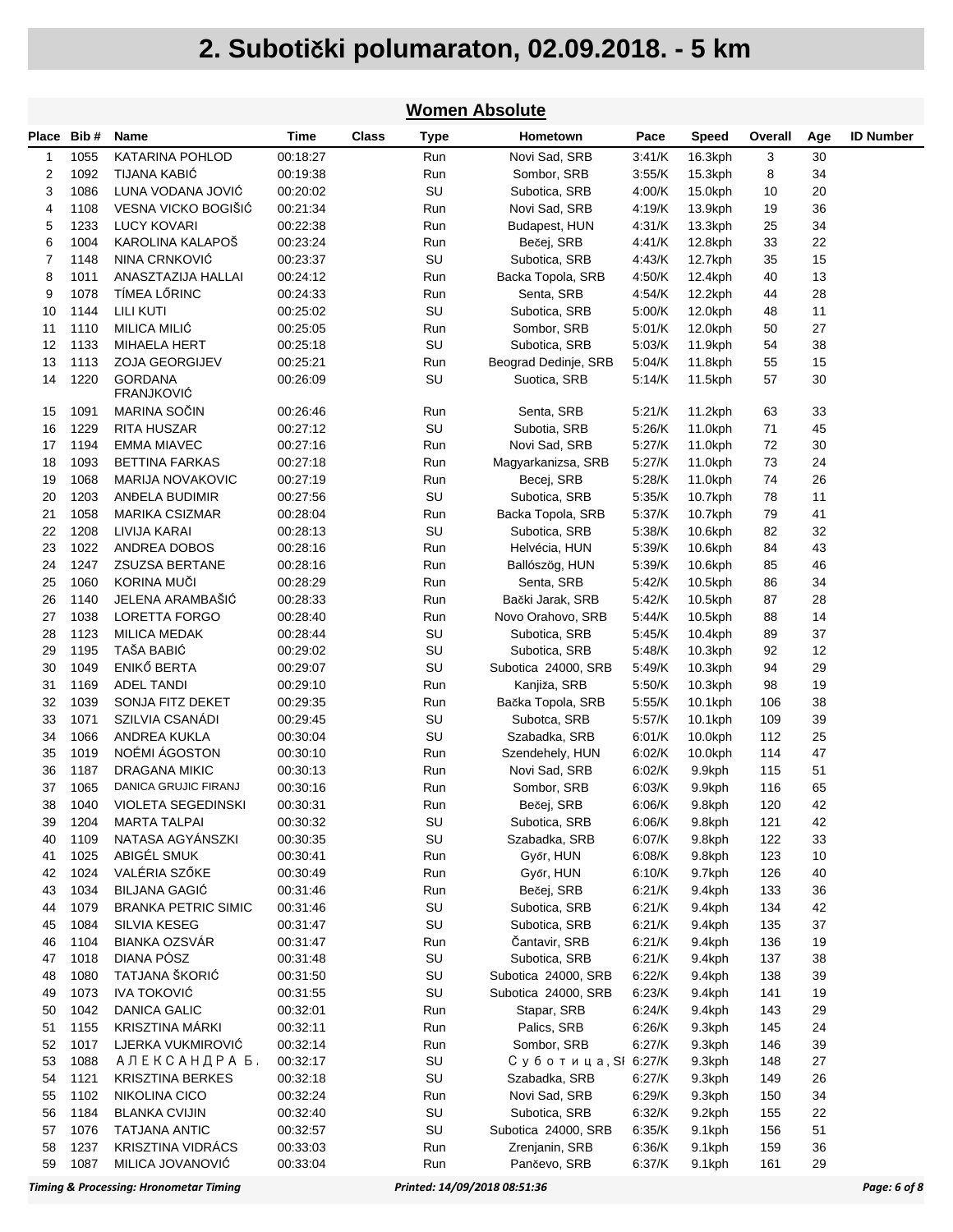# 2. Subotički polumaraton, 02.09.2018. - 5 km

## Women Absolute

| Place | Bib # | Name | Time | Class | Type | Hometown | Pace | Speed | Overall | Age | ID Number |
|---|---|---|---|---|---|---|---|---|---|---|---|
| 1 | 1055 | KATARINA POHLOD | 00:18:27 | | Run | Novi Sad, SRB | 3:41/K | 16.3kph | 3 | 30 | |
| 2 | 1092 | TIJANA KABIĆ | 00:19:38 | | Run | Sombor, SRB | 3:55/K | 15.3kph | 8 | 34 | |
| 3 | 1086 | LUNA VODANA JOVIĆ | 00:20:02 | | SU | Subotica, SRB | 4:00/K | 15.0kph | 10 | 20 | |
| 4 | 1108 | VESNA VICKO BOGIŠIĆ | 00:21:34 | | Run | Novi Sad, SRB | 4:19/K | 13.9kph | 19 | 36 | |
| 5 | 1233 | LUCY KOVARI | 00:22:38 | | Run | Budapest, HUN | 4:31/K | 13.3kph | 25 | 34 | |
| 6 | 1004 | KAROLINA KALAPOŠ | 00:23:24 | | Run | Bečej, SRB | 4:41/K | 12.8kph | 33 | 22 | |
| 7 | 1148 | NINA CRNKOVIĆ | 00:23:37 | | SU | Subotica, SRB | 4:43/K | 12.7kph | 35 | 15 | |
| 8 | 1011 | ANASZTAZIJA HALLAI | 00:24:12 | | Run | Backa Topola, SRB | 4:50/K | 12.4kph | 40 | 13 | |
| 9 | 1078 | TÍMEA LŐRINC | 00:24:33 | | Run | Senta, SRB | 4:54/K | 12.2kph | 44 | 28 | |
| 10 | 1144 | LILI KUTI | 00:25:02 | | SU | Subotica, SRB | 5:00/K | 12.0kph | 48 | 11 | |
| 11 | 1110 | MILICA MILIĆ | 00:25:05 | | Run | Sombor, SRB | 5:01/K | 12.0kph | 50 | 27 | |
| 12 | 1133 | MIHAELA HERT | 00:25:18 | | SU | Subotica, SRB | 5:03/K | 11.9kph | 54 | 38 | |
| 13 | 1113 | ZOJA GEORGIJEV | 00:25:21 | | Run | Beograd Dedinje, SRB | 5:04/K | 11.8kph | 55 | 15 | |
| 14 | 1220 | GORDANA FRANJKOVIĆ | 00:26:09 | | SU | Suotica, SRB | 5:14/K | 11.5kph | 57 | 30 | |
| 15 | 1091 | MARINA SOČIN | 00:26:46 | | Run | Senta, SRB | 5:21/K | 11.2kph | 63 | 33 | |
| 16 | 1229 | RITA HUSZAR | 00:27:12 | | SU | Subotia, SRB | 5:26/K | 11.0kph | 71 | 45 | |
| 17 | 1194 | EMMA MIAVEC | 00:27:16 | | Run | Novi Sad, SRB | 5:27/K | 11.0kph | 72 | 30 | |
| 18 | 1093 | BETTINA FARKAS | 00:27:18 | | Run | Magyarkanizsa, SRB | 5:27/K | 11.0kph | 73 | 24 | |
| 19 | 1068 | MARIJA NOVAKOVIC | 00:27:19 | | Run | Becej, SRB | 5:28/K | 11.0kph | 74 | 26 | |
| 20 | 1203 | ANĐELA BUDIMIR | 00:27:56 | | SU | Subotica, SRB | 5:35/K | 10.7kph | 78 | 11 | |
| 21 | 1058 | MARIKA CSIZMAR | 00:28:04 | | Run | Backa Topola, SRB | 5:37/K | 10.7kph | 79 | 41 | |
| 22 | 1208 | LIVIJA KARAI | 00:28:13 | | SU | Subotica, SRB | 5:38/K | 10.6kph | 82 | 32 | |
| 23 | 1022 | ANDREA DOBOS | 00:28:16 | | Run | Helvécia, HUN | 5:39/K | 10.6kph | 84 | 43 | |
| 24 | 1247 | ZSUZSA BERTANE | 00:28:16 | | Run | Ballószög, HUN | 5:39/K | 10.6kph | 85 | 46 | |
| 25 | 1060 | KORINA MUČI | 00:28:29 | | Run | Senta, SRB | 5:42/K | 10.5kph | 86 | 34 | |
| 26 | 1140 | JELENA ARAMBAŠIĆ | 00:28:33 | | Run | Bački Jarak, SRB | 5:42/K | 10.5kph | 87 | 28 | |
| 27 | 1038 | LORETTA FORGO | 00:28:40 | | Run | Novo Orahovo, SRB | 5:44/K | 10.5kph | 88 | 14 | |
| 28 | 1123 | MILICA MEDAK | 00:28:44 | | SU | Subotica, SRB | 5:45/K | 10.4kph | 89 | 37 | |
| 29 | 1195 | TAŠA BABIĆ | 00:29:02 | | SU | Subotica, SRB | 5:48/K | 10.3kph | 92 | 12 | |
| 30 | 1049 | ENIKŐ BERTA | 00:29:07 | | SU | Subotica 24000, SRB | 5:49/K | 10.3kph | 94 | 29 | |
| 31 | 1169 | ADEL TANDI | 00:29:10 | | Run | Kanjiža, SRB | 5:50/K | 10.3kph | 98 | 19 | |
| 32 | 1039 | SONJA FITZ DEKET | 00:29:35 | | Run | Bačka Topola, SRB | 5:55/K | 10.1kph | 106 | 38 | |
| 33 | 1071 | SZILVIA CSANÁDI | 00:29:45 | | SU | Subotca, SRB | 5:57/K | 10.1kph | 109 | 39 | |
| 34 | 1066 | ANDREA KUKLA | 00:30:04 | | SU | Szabadka, SRB | 6:01/K | 10.0kph | 112 | 25 | |
| 35 | 1019 | NOÉMI ÁGOSTON | 00:30:10 | | Run | Szendehely, HUN | 6:02/K | 10.0kph | 114 | 47 | |
| 36 | 1187 | DRAGANA MIKIC | 00:30:13 | | Run | Novi Sad, SRB | 6:02/K | 9.9kph | 115 | 51 | |
| 37 | 1065 | DANICA GRUJIC FIRANJ | 00:30:16 | | Run | Sombor, SRB | 6:03/K | 9.9kph | 116 | 65 | |
| 38 | 1040 | VIOLETA SEGEDINSKI | 00:30:31 | | Run | Bečej, SRB | 6:06/K | 9.8kph | 120 | 42 | |
| 39 | 1204 | MARTA TALPAI | 00:30:32 | | SU | Subotica, SRB | 6:06/K | 9.8kph | 121 | 42 | |
| 40 | 1109 | NATASA AGYÁNSZKI | 00:30:35 | | SU | Szabadka, SRB | 6:07/K | 9.8kph | 122 | 33 | |
| 41 | 1025 | ABIGÉL SMUK | 00:30:41 | | Run | Győr, HUN | 6:08/K | 9.8kph | 123 | 10 | |
| 42 | 1024 | VALÉRIA SZŐKE | 00:30:49 | | Run | Győr, HUN | 6:10/K | 9.7kph | 126 | 40 | |
| 43 | 1034 | BILJANA GAGIĆ | 00:31:46 | | Run | Bečej, SRB | 6:21/K | 9.4kph | 133 | 36 | |
| 44 | 1079 | BRANKA PETRIC SIMIC | 00:31:46 | | SU | Subotica, SRB | 6:21/K | 9.4kph | 134 | 42 | |
| 45 | 1084 | SILVIA KESEG | 00:31:47 | | SU | Subotica, SRB | 6:21/K | 9.4kph | 135 | 37 | |
| 46 | 1104 | BIANKA OZSVÁR | 00:31:47 | | Run | Čantavir, SRB | 6:21/K | 9.4kph | 136 | 19 | |
| 47 | 1018 | DIANA PÓSZ | 00:31:48 | | SU | Subotica, SRB | 6:21/K | 9.4kph | 137 | 38 | |
| 48 | 1080 | TATJANA ŠKORIĆ | 00:31:50 | | SU | Subotica 24000, SRB | 6:22/K | 9.4kph | 138 | 39 | |
| 49 | 1073 | IVA TOKOVIĆ | 00:31:55 | | SU | Subotica 24000, SRB | 6:23/K | 9.4kph | 141 | 19 | |
| 50 | 1042 | DANICA GALIC | 00:32:01 | | Run | Stapar, SRB | 6:24/K | 9.4kph | 143 | 29 | |
| 51 | 1155 | KRISZTINA MÁRKI | 00:32:11 | | Run | Palics, SRB | 6:26/K | 9.3kph | 145 | 24 | |
| 52 | 1017 | LJERKA VUKMIROVIĆ | 00:32:14 | | Run | Sombor, SRB | 6:27/K | 9.3kph | 146 | 39 | |
| 53 | 1088 | А Л Е К С А Н Д Р А Б. | 00:32:17 | | SU | С у б о т и ц а, SI | 6:27/K | 9.3kph | 148 | 27 | |
| 54 | 1121 | KRISZTINA BERKES | 00:32:18 | | SU | Szabadka, SRB | 6:27/K | 9.3kph | 149 | 26 | |
| 55 | 1102 | NIKOLINA CICO | 00:32:24 | | Run | Novi Sad, SRB | 6:29/K | 9.3kph | 150 | 34 | |
| 56 | 1184 | BLANKA CVIJIN | 00:32:40 | | SU | Subotica, SRB | 6:32/K | 9.2kph | 155 | 22 | |
| 57 | 1076 | TATJANA ANTIC | 00:32:57 | | SU | Subotica 24000, SRB | 6:35/K | 9.1kph | 156 | 51 | |
| 58 | 1237 | KRISZTINA VIDRÁCS | 00:33:03 | | Run | Zrenjanin, SRB | 6:36/K | 9.1kph | 159 | 36 | |
| 59 | 1087 | MILICA JOVANOVIĆ | 00:33:04 | | Run | Pančevo, SRB | 6:37/K | 9.1kph | 161 | 29 | |

*Timing & Processing: Hronometar Timing* *Printed: 14/09/2018 08:51:36*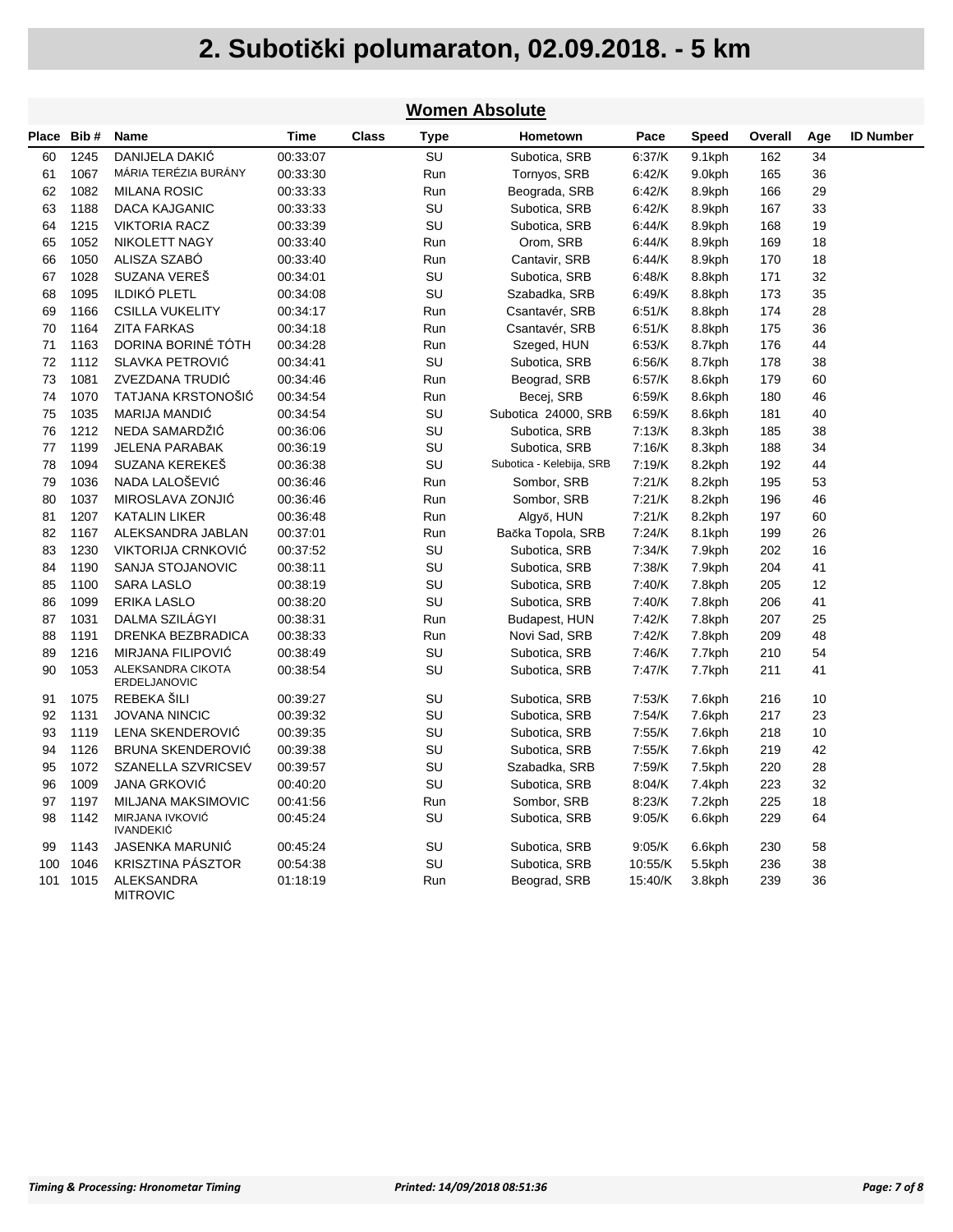# 2. Subotički polumaraton, 02.09.2018. - 5 km

## Women Absolute

| Place | Bib # | Name | Time | Class | Type | Hometown | Pace | Speed | Overall | Age | ID Number |
|---|---|---|---|---|---|---|---|---|---|---|---|
| 60 | 1245 | DANIJELA DAKIĆ | 00:33:07 | | SU | Subotica, SRB | 6:37/K | 9.1kph | 162 | 34 | |
| 61 | 1067 | MÁRIA TERÉZIA BURÁNY | 00:33:30 | | Run | Tornyos, SRB | 6:42/K | 9.0kph | 165 | 36 | |
| 62 | 1082 | MILANA ROSIC | 00:33:33 | | Run | Beograda, SRB | 6:42/K | 8.9kph | 166 | 29 | |
| 63 | 1188 | DACA KAJGANIC | 00:33:33 | | SU | Subotica, SRB | 6:42/K | 8.9kph | 167 | 33 | |
| 64 | 1215 | VIKTORIA RACZ | 00:33:39 | | SU | Subotica, SRB | 6:44/K | 8.9kph | 168 | 19 | |
| 65 | 1052 | NIKOLETT NAGY | 00:33:40 | | Run | Orom, SRB | 6:44/K | 8.9kph | 169 | 18 | |
| 66 | 1050 | ALISZA SZABÓ | 00:33:40 | | Run | Cantavir, SRB | 6:44/K | 8.9kph | 170 | 18 | |
| 67 | 1028 | SUZANA VEREŠ | 00:34:01 | | SU | Subotica, SRB | 6:48/K | 8.8kph | 171 | 32 | |
| 68 | 1095 | ILDIKÓ PLETL | 00:34:08 | | SU | Szabadka, SRB | 6:49/K | 8.8kph | 173 | 35 | |
| 69 | 1166 | CSILLA VUKELITY | 00:34:17 | | Run | Csantavér, SRB | 6:51/K | 8.8kph | 174 | 28 | |
| 70 | 1164 | ZITA FARKAS | 00:34:18 | | Run | Csantavér, SRB | 6:51/K | 8.8kph | 175 | 36 | |
| 71 | 1163 | DORINA BORINÉ TÓTH | 00:34:28 | | Run | Szeged, HUN | 6:53/K | 8.7kph | 176 | 44 | |
| 72 | 1112 | SLAVKA PETROVIĆ | 00:34:41 | | SU | Subotica, SRB | 6:56/K | 8.7kph | 178 | 38 | |
| 73 | 1081 | ZVEZDANA TRUDIĆ | 00:34:46 | | Run | Beograd, SRB | 6:57/K | 8.6kph | 179 | 60 | |
| 74 | 1070 | TATJANA KRSTONOŠIĆ | 00:34:54 | | Run | Becej, SRB | 6:59/K | 8.6kph | 180 | 46 | |
| 75 | 1035 | MARIJA MANDIĆ | 00:34:54 | | SU | Subotica 24000, SRB | 6:59/K | 8.6kph | 181 | 40 | |
| 76 | 1212 | NEDA SAMARDŽIĆ | 00:36:06 | | SU | Subotica, SRB | 7:13/K | 8.3kph | 185 | 38 | |
| 77 | 1199 | JELENA PARABAK | 00:36:19 | | SU | Subotica, SRB | 7:16/K | 8.3kph | 188 | 34 | |
| 78 | 1094 | SUZANA KEREKEŠ | 00:36:38 | | SU | Subotica - Kelebija, SRB | 7:19/K | 8.2kph | 192 | 44 | |
| 79 | 1036 | NADA LALOŠEVIĆ | 00:36:46 | | Run | Sombor, SRB | 7:21/K | 8.2kph | 195 | 53 | |
| 80 | 1037 | MIROSLAVA ZONJIĆ | 00:36:46 | | Run | Sombor, SRB | 7:21/K | 8.2kph | 196 | 46 | |
| 81 | 1207 | KATALIN LIKER | 00:36:48 | | Run | Algyő, HUN | 7:21/K | 8.2kph | 197 | 60 | |
| 82 | 1167 | ALEKSANDRA JABLAN | 00:37:01 | | Run | Bačka Topola, SRB | 7:24/K | 8.1kph | 199 | 26 | |
| 83 | 1230 | VIKTORIJA CRNKOVIĆ | 00:37:52 | | SU | Subotica, SRB | 7:34/K | 7.9kph | 202 | 16 | |
| 84 | 1190 | SANJA STOJANOVIC | 00:38:11 | | SU | Subotica, SRB | 7:38/K | 7.9kph | 204 | 41 | |
| 85 | 1100 | SARA LASLO | 00:38:19 | | SU | Subotica, SRB | 7:40/K | 7.8kph | 205 | 12 | |
| 86 | 1099 | ERIKA LASLO | 00:38:20 | | SU | Subotica, SRB | 7:40/K | 7.8kph | 206 | 41 | |
| 87 | 1031 | DALMA SZILÁGYI | 00:38:31 | | Run | Budapest, HUN | 7:42/K | 7.8kph | 207 | 25 | |
| 88 | 1191 | DRENKA BEZBRADICA | 00:38:33 | | Run | Novi Sad, SRB | 7:42/K | 7.8kph | 209 | 48 | |
| 89 | 1216 | MIRJANA FILIPOVIĆ | 00:38:49 | | SU | Subotica, SRB | 7:46/K | 7.7kph | 210 | 54 | |
| 90 | 1053 | ALEKSANDRA CIKOTA ERDELJANOVIC | 00:38:54 | | SU | Subotica, SRB | 7:47/K | 7.7kph | 211 | 41 | |
| 91 | 1075 | REBEKA ŠILI | 00:39:27 | | SU | Subotica, SRB | 7:53/K | 7.6kph | 216 | 10 | |
| 92 | 1131 | JOVANA NINCIC | 00:39:32 | | SU | Subotica, SRB | 7:54/K | 7.6kph | 217 | 23 | |
| 93 | 1119 | LENA SKENDEROVIĆ | 00:39:35 | | SU | Subotica, SRB | 7:55/K | 7.6kph | 218 | 10 | |
| 94 | 1126 | BRUNA SKENDEROVIĆ | 00:39:38 | | SU | Subotica, SRB | 7:55/K | 7.6kph | 219 | 42 | |
| 95 | 1072 | SZANELLA SZVRICSEV | 00:39:57 | | SU | Szabadka, SRB | 7:59/K | 7.5kph | 220 | 28 | |
| 96 | 1009 | JANA GRKOVIĆ | 00:40:20 | | SU | Subotica, SRB | 8:04/K | 7.4kph | 223 | 32 | |
| 97 | 1197 | MILJANA MAKSIMOVIC | 00:41:56 | | Run | Sombor, SRB | 8:23/K | 7.2kph | 225 | 18 | |
| 98 | 1142 | MIRJANA IVKOVIĆ IVANDEKIĆ | 00:45:24 | | SU | Subotica, SRB | 9:05/K | 6.6kph | 229 | 64 | |
| 99 | 1143 | JASENKA MARUNIĆ | 00:45:24 | | SU | Subotica, SRB | 9:05/K | 6.6kph | 230 | 58 | |
| 100 | 1046 | KRISZTINA PÁSZTOR | 00:54:38 | | SU | Subotica, SRB | 10:55/K | 5.5kph | 236 | 38 | |
| 101 | 1015 | ALEKSANDRA MITROVIC | 01:18:19 | | Run | Beograd, SRB | 15:40/K | 3.8kph | 239 | 36 | |

*Timing & Processing: Hronometar Timing* *Printed: 14/09/2018 08:51:36*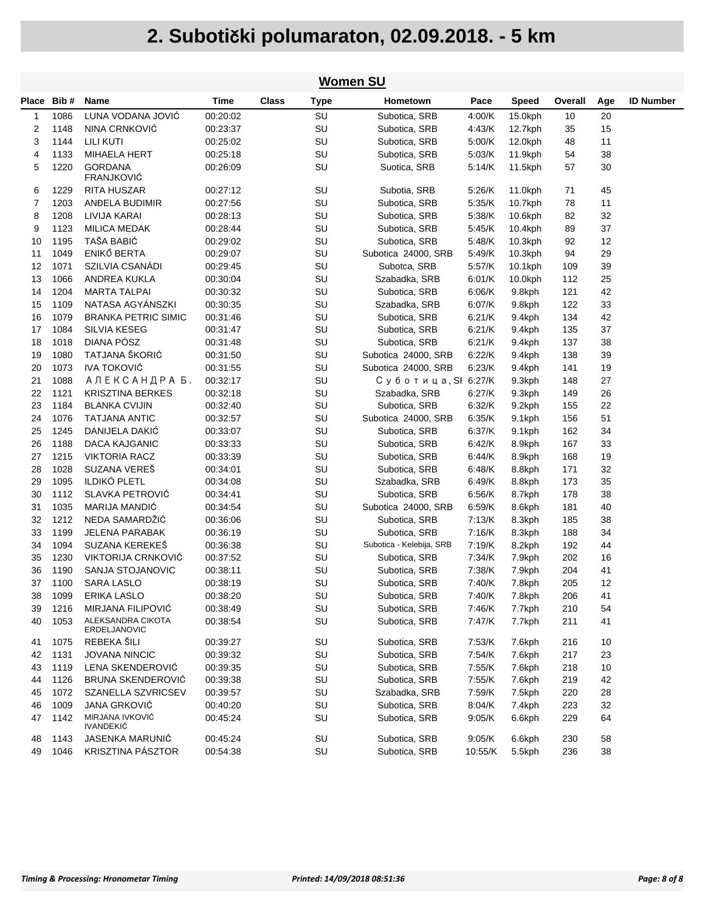# 2. Subotički polumaraton, 02.09.2018. - 5 km

## Women SU

| Place | Bib # | Name | Time | Class | Type | Hometown | Pace | Speed | Overall | Age | ID Number |
|---|---|---|---|---|---|---|---|---|---|---|---|
| 1 | 1086 | LUNA VODANA JOVIĆ | 00:20:02 | | SU | Subotica, SRB | 4:00/K | 15.0kph | 10 | 20 | |
| 2 | 1148 | NINA CRNKOVIĆ | 00:23:37 | | SU | Subotica, SRB | 4:43/K | 12.7kph | 35 | 15 | |
| 3 | 1144 | LILI KUTI | 00:25:02 | | SU | Subotica, SRB | 5:00/K | 12.0kph | 48 | 11 | |
| 4 | 1133 | MIHAELA HERT | 00:25:18 | | SU | Subotica, SRB | 5:03/K | 11.9kph | 54 | 38 | |
| 5 | 1220 | GORDANA FRANJKOVIĆ | 00:26:09 | | SU | Suotica, SRB | 5:14/K | 11.5kph | 57 | 30 | |
| 6 | 1229 | RITA HUSZAR | 00:27:12 | | SU | Subotia, SRB | 5:26/K | 11.0kph | 71 | 45 | |
| 7 | 1203 | ANĐELA BUDIMIR | 00:27:56 | | SU | Subotica, SRB | 5:35/K | 10.7kph | 78 | 11 | |
| 8 | 1208 | LIVIJA KARAI | 00:28:13 | | SU | Subotica, SRB | 5:38/K | 10.6kph | 82 | 32 | |
| 9 | 1123 | MILICA MEDAK | 00:28:44 | | SU | Subotica, SRB | 5:45/K | 10.4kph | 89 | 37 | |
| 10 | 1195 | TAŠA BABIĆ | 00:29:02 | | SU | Subotica, SRB | 5:48/K | 10.3kph | 92 | 12 | |
| 11 | 1049 | ENIKŐ BERTA | 00:29:07 | | SU | Subotica 24000, SRB | 5:49/K | 10.3kph | 94 | 29 | |
| 12 | 1071 | SZILVIA CSANÁDI | 00:29:45 | | SU | Subotca, SRB | 5:57/K | 10.1kph | 109 | 39 | |
| 13 | 1066 | ANDREA KUKLA | 00:30:04 | | SU | Szabadka, SRB | 6:01/K | 10.0kph | 112 | 25 | |
| 14 | 1204 | MARTA TALPAI | 00:30:32 | | SU | Subotica, SRB | 6:06/K | 9.8kph | 121 | 42 | |
| 15 | 1109 | NATASA AGYÁNSZKI | 00:30:35 | | SU | Szabadka, SRB | 6:07/K | 9.8kph | 122 | 33 | |
| 16 | 1079 | BRANKA PETRIC SIMIC | 00:31:46 | | SU | Subotica, SRB | 6:21/K | 9.4kph | 134 | 42 | |
| 17 | 1084 | SILVIA KESEG | 00:31:47 | | SU | Subotica, SRB | 6:21/K | 9.4kph | 135 | 37 | |
| 18 | 1018 | DIANA PÓSZ | 00:31:48 | | SU | Subotica, SRB | 6:21/K | 9.4kph | 137 | 38 | |
| 19 | 1080 | TATJANA ŠKORIĆ | 00:31:50 | | SU | Subotica 24000, SRB | 6:22/K | 9.4kph | 138 | 39 | |
| 20 | 1073 | IVA TOKOVIĆ | 00:31:55 | | SU | Subotica 24000, SRB | 6:23/K | 9.4kph | 141 | 19 | |
| 21 | 1088 | А Л Е К С А Н Д Р А Б. | 00:32:17 | | SU | С у б о т и ц а , SI | 6:27/K | 9.3kph | 148 | 27 | |
| 22 | 1121 | KRISZTINA BERKES | 00:32:18 | | SU | Szabadka, SRB | 6:27/K | 9.3kph | 149 | 26 | |
| 23 | 1184 | BLANKA CVIJIN | 00:32:40 | | SU | Subotica, SRB | 6:32/K | 9.2kph | 155 | 22 | |
| 24 | 1076 | TATJANA ANTIC | 00:32:57 | | SU | Subotica 24000, SRB | 6:35/K | 9.1kph | 156 | 51 | |
| 25 | 1245 | DANIJELA DAKIĆ | 00:33:07 | | SU | Subotica, SRB | 6:37/K | 9.1kph | 162 | 34 | |
| 26 | 1188 | DACA KAJGANIC | 00:33:33 | | SU | Subotica, SRB | 6:42/K | 8.9kph | 167 | 33 | |
| 27 | 1215 | VIKTORIA RACZ | 00:33:39 | | SU | Subotica, SRB | 6:44/K | 8.9kph | 168 | 19 | |
| 28 | 1028 | SUZANA VEREŠ | 00:34:01 | | SU | Subotica, SRB | 6:48/K | 8.8kph | 171 | 32 | |
| 29 | 1095 | ILDIKÓ PLETL | 00:34:08 | | SU | Szabadka, SRB | 6:49/K | 8.8kph | 173 | 35 | |
| 30 | 1112 | SLAVKA PETROVIĆ | 00:34:41 | | SU | Subotica, SRB | 6:56/K | 8.7kph | 178 | 38 | |
| 31 | 1035 | MARIJA MANDIĆ | 00:34:54 | | SU | Subotica 24000, SRB | 6:59/K | 8.6kph | 181 | 40 | |
| 32 | 1212 | NEDA SAMARDŽIĆ | 00:36:06 | | SU | Subotica, SRB | 7:13/K | 8.3kph | 185 | 38 | |
| 33 | 1199 | JELENA PARABAK | 00:36:19 | | SU | Subotica, SRB | 7:16/K | 8.3kph | 188 | 34 | |
| 34 | 1094 | SUZANA KEREKEŠ | 00:36:38 | | SU | Subotica - Kelebija, SRB | 7:19/K | 8.2kph | 192 | 44 | |
| 35 | 1230 | VIKTORIJA CRNKOVIĆ | 00:37:52 | | SU | Subotica, SRB | 7:34/K | 7.9kph | 202 | 16 | |
| 36 | 1190 | SANJA STOJANOVIC | 00:38:11 | | SU | Subotica, SRB | 7:38/K | 7.9kph | 204 | 41 | |
| 37 | 1100 | SARA LASLO | 00:38:19 | | SU | Subotica, SRB | 7:40/K | 7.8kph | 205 | 12 | |
| 38 | 1099 | ERIKA LASLO | 00:38:20 | | SU | Subotica, SRB | 7:40/K | 7.8kph | 206 | 41 | |
| 39 | 1216 | MIRJANA FILIPOVIĆ | 00:38:49 | | SU | Subotica, SRB | 7:46/K | 7.7kph | 210 | 54 | |
| 40 | 1053 | ALEKSANDRA CIKOTA ERDELJANOVIC | 00:38:54 | | SU | Subotica, SRB | 7:47/K | 7.7kph | 211 | 41 | |
| 41 | 1075 | REBEKA ŠILI | 00:39:27 | | SU | Subotica, SRB | 7:53/K | 7.6kph | 216 | 10 | |
| 42 | 1131 | JOVANA NINCIC | 00:39:32 | | SU | Subotica, SRB | 7:54/K | 7.6kph | 217 | 23 | |
| 43 | 1119 | LENA SKENDEROVIĆ | 00:39:35 | | SU | Subotica, SRB | 7:55/K | 7.6kph | 218 | 10 | |
| 44 | 1126 | BRUNA SKENDEROVIĆ | 00:39:38 | | SU | Subotica, SRB | 7:55/K | 7.6kph | 219 | 42 | |
| 45 | 1072 | SZANELLA SZVRICSEV | 00:39:57 | | SU | Szabadka, SRB | 7:59/K | 7.5kph | 220 | 28 | |
| 46 | 1009 | JANA GRKOVIĆ | 00:40:20 | | SU | Subotica, SRB | 8:04/K | 7.4kph | 223 | 32 | |
| 47 | 1142 | MIRJANA IVKOVIĆ IVANDEKIĆ | 00:45:24 | | SU | Subotica, SRB | 9:05/K | 6.6kph | 229 | 64 | |
| 48 | 1143 | JASENKA MARUNIĆ | 00:45:24 | | SU | Subotica, SRB | 9:05/K | 6.6kph | 230 | 58 | |
| 49 | 1046 | KRISZTINA PÁSZTOR | 00:54:38 | | SU | Subotica, SRB | 10:55/K | 5.5kph | 236 | 38 | |

*Timing & Processing: Hronometar Timing* *Printed: 14/09/2018 08:51:36*